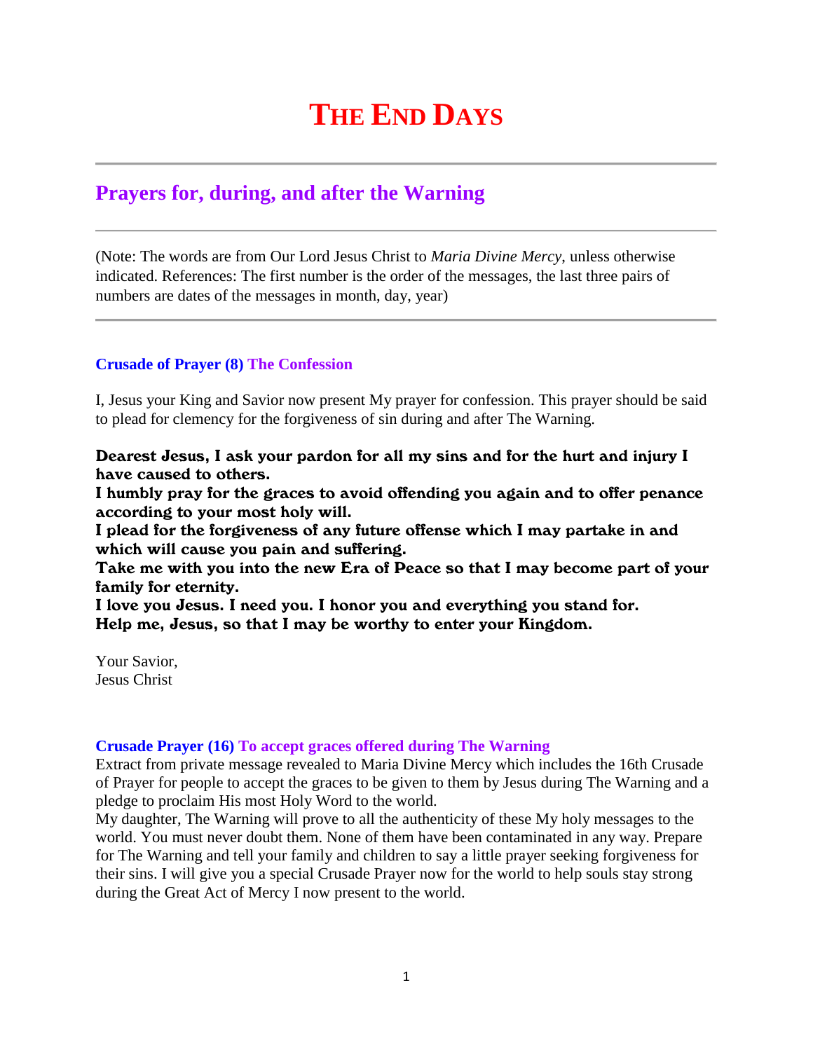# The End Days

---

## Prayers for, during, and after the Warning

---

(Note: The words are from Our Lord Jesus Christ to *Maria Divine Mercy*, unless otherwise indicated. References: The first number is the order of the messages, the last three pairs of numbers are dates of the messages in month, day, year)

---

### Crusade of Prayer (8) The Confession

I, Jesus your King and Savior now present My prayer for confession. This prayer should be said to plead for clemency for the forgiveness of sin during and after The Warning.

**Dearest Jesus, I ask your pardon for all my sins and for the hurt and injury I have caused to others.**
**I humbly pray for the graces to avoid offending you again and to offer penance according to your most holy will.**
**I plead for the forgiveness of any future offense which I may partake in and which will cause you pain and suffering.**
**Take me with you into the new Era of Peace so that I may become part of your family for eternity.**
**I love you Jesus. I need you. I honor you and everything you stand for.**
**Help me, Jesus, so that I may be worthy to enter your Kingdom.**

Your Savior,
Jesus Christ

### Crusade Prayer (16) To accept graces offered during The Warning

Extract from private message revealed to Maria Divine Mercy which includes the 16th Crusade of Prayer for people to accept the graces to be given to them by Jesus during The Warning and a pledge to proclaim His most Holy Word to the world.
My daughter, The Warning will prove to all the authenticity of these My holy messages to the world. You must never doubt them. None of them have been contaminated in any way. Prepare for The Warning and tell your family and children to say a little prayer seeking forgiveness for their sins. I will give you a special Crusade Prayer now for the world to help souls stay strong during the Great Act of Mercy I now present to the world.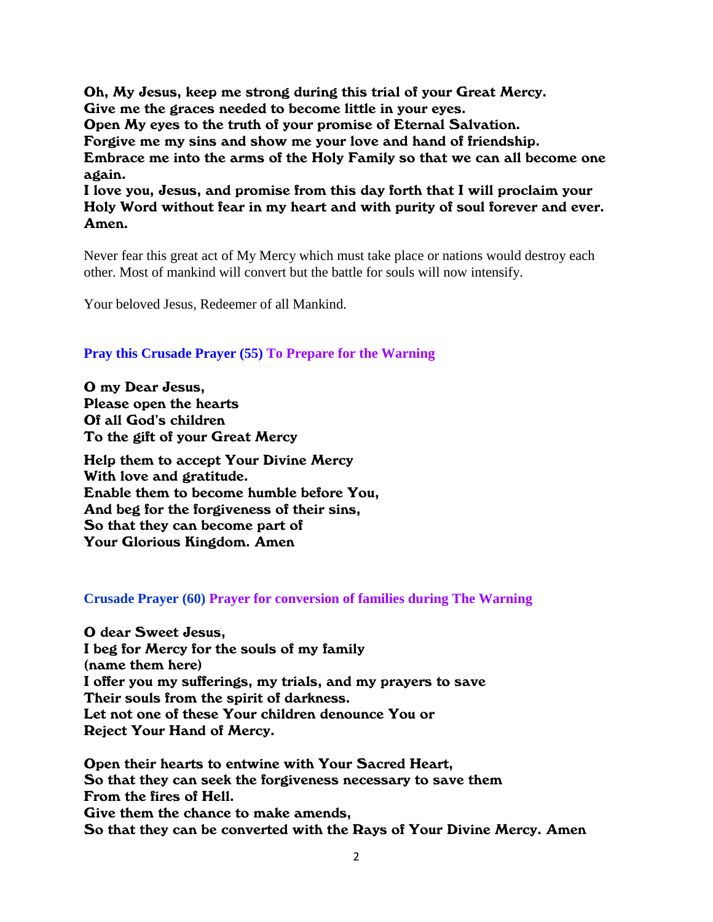**Oh, My Jesus, keep me strong during this trial of your Great Mercy.**
**Give me the graces needed to become little in your eyes.**
**Open My eyes to the truth of your promise of Eternal Salvation.**
**Forgive me my sins and show me your love and hand of friendship.**
**Embrace me into the arms of the Holy Family so that we can all become one again.**
**I love you, Jesus, and promise from this day forth that I will proclaim your Holy Word without fear in my heart and with purity of soul forever and ever. Amen.**

Never fear this great act of My Mercy which must take place or nations would destroy each other. Most of mankind will convert but the battle for souls will now intensify.

Your beloved Jesus, Redeemer of all Mankind.

### Pray this Crusade Prayer (55) To Prepare for the Warning

**O my Dear Jesus,**
**Please open the hearts**
**Of all God's children**
**To the gift of your Great Mercy**

**Help them to accept Your Divine Mercy**
**With love and gratitude.**
**Enable them to become humble before You,**
**And beg for the forgiveness of their sins,**
**So that they can become part of**
**Your Glorious Kingdom. Amen**

### Crusade Prayer (60) Prayer for conversion of families during The Warning

**O dear Sweet Jesus,**
**I beg for Mercy for the souls of my family**
**(name them here)**
**I offer you my sufferings, my trials, and my prayers to save**
**Their souls from the spirit of darkness.**
**Let not one of these Your children denounce You or**
**Reject Your Hand of Mercy.**

**Open their hearts to entwine with Your Sacred Heart,**
**So that they can seek the forgiveness necessary to save them**
**From the fires of Hell.**
**Give them the chance to make amends,**
**So that they can be converted with the Rays of Your Divine Mercy. Amen**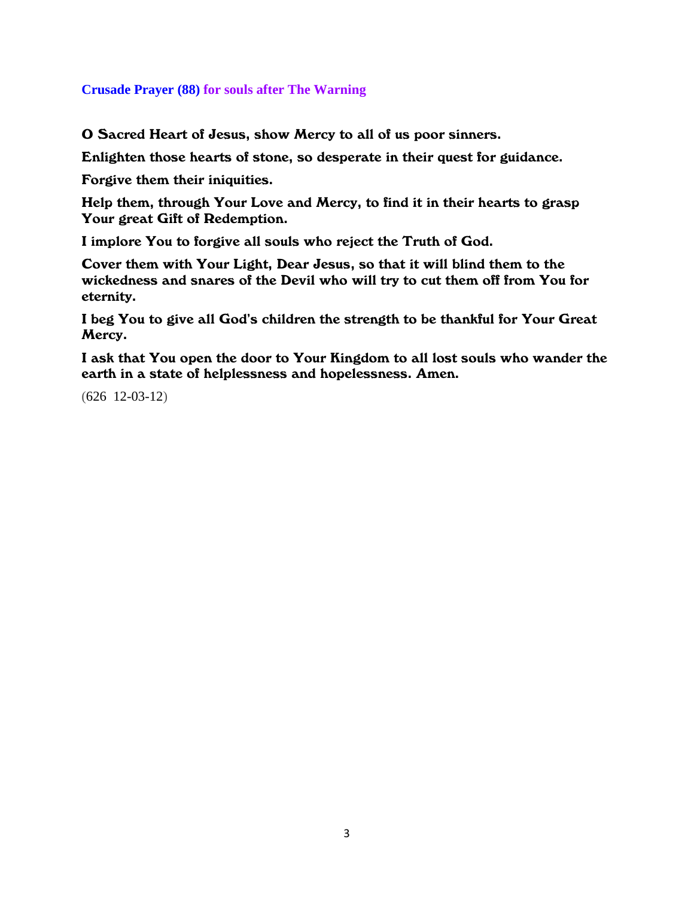**Crusade Prayer (88) for souls after The Warning**

**O Sacred Heart of Jesus, show Mercy to all of us poor sinners.**

**Enlighten those hearts of stone, so desperate in their quest for guidance.**

**Forgive them their iniquities.**

**Help them, through Your Love and Mercy, to find it in their hearts to grasp Your great Gift of Redemption.**

**I implore You to forgive all souls who reject the Truth of God.**

**Cover them with Your Light, Dear Jesus, so that it will blind them to the wickedness and snares of the Devil who will try to cut them off from You for eternity.**

**I beg You to give all God's children the strength to be thankful for Your Great Mercy.**

**I ask that You open the door to Your Kingdom to all lost souls who wander the earth in a state of helplessness and hopelessness. Amen.**

(626 12-03-12)